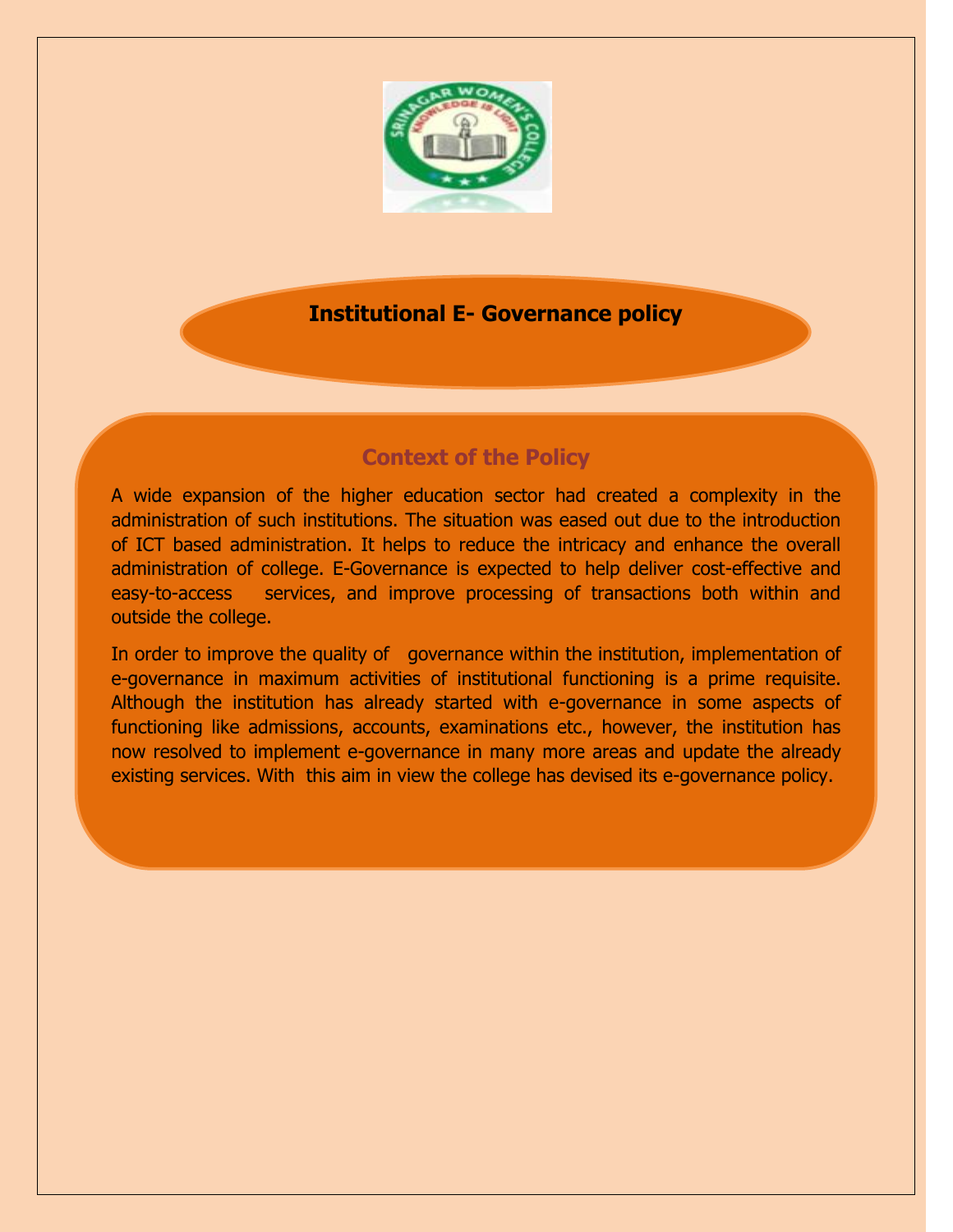# Institutional E- Governance policy

## Context of the Policy

A wide expansion of the higher education sector had created a complexity in the administration of such institutions. The situation was eased out due to the introduction of ICT based administration. It helps to reduce the intricacy and enhance the overall administration of college. E-Governance is expected to help deliver cost-effective and easy-to-access services, and improve processing of transactions both within and outside the college.

In order to improve the quality of governance within the institution, implementation of e-governance in maximum activities of institutional functioning is a prime requisite. Although the institution has already started with e-governance in some aspects of functioning like admissions, accounts, examinations etc., however, the institution has now resolved to implement e-governance in many more areas and update the already existing services. With this aim in view the college has devised its e-governance policy.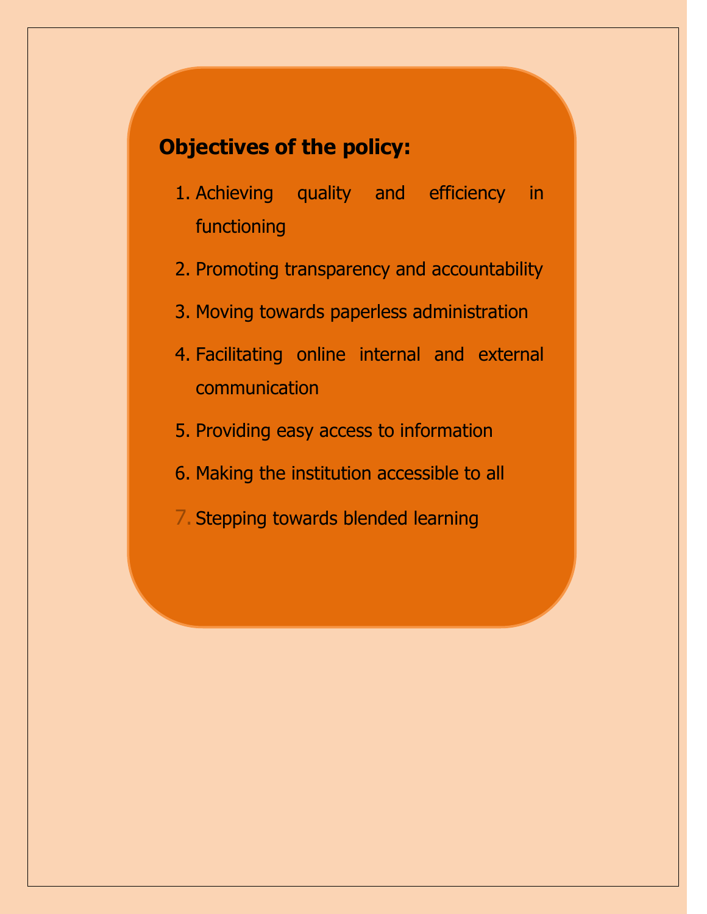**Objectives of the policy:**

1. Achieving quality and efficiency in functioning
2. Promoting transparency and accountability
3. Moving towards paperless administration
4. Facilitating online internal and external communication
5. Providing easy access to information
6. Making the institution accessible to all
7. Stepping towards blended learning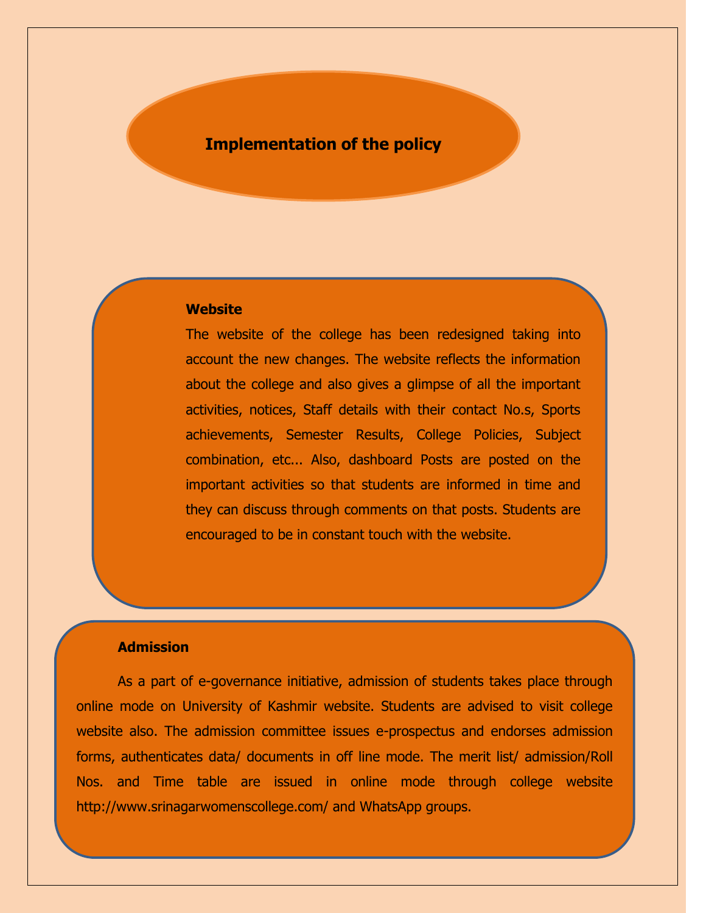# Implementation of the policy

### Website

The website of the college has been redesigned taking into account the new changes. The website reflects the information about the college and also gives a glimpse of all the important activities, notices, Staff details with their contact No.s, Sports achievements, Semester Results, College Policies, Subject combination, etc... Also, dashboard Posts are posted on the important activities so that students are informed in time and they can discuss through comments on that posts. Students are encouraged to be in constant touch with the website.

### Admission

As a part of e-governance initiative, admission of students takes place through online mode on University of Kashmir website. Students are advised to visit college website also. The admission committee issues e-prospectus and endorses admission forms, authenticates data/ documents in off line mode. The merit list/ admission/Roll Nos. and Time table are issued in online mode through college website http://www.srinagarwomenscollege.com/ and WhatsApp groups.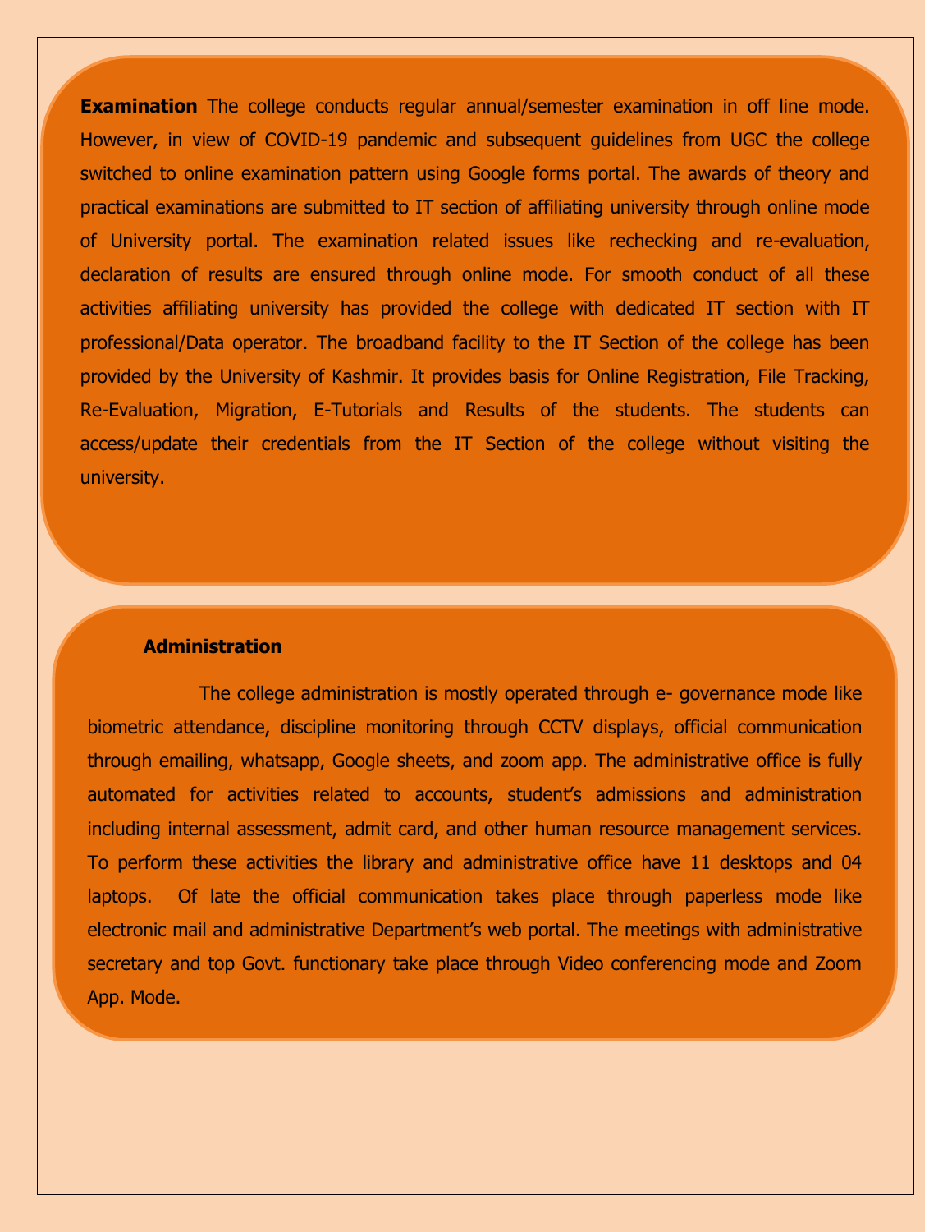**Examination** The college conducts regular annual/semester examination in off line mode. However, in view of COVID-19 pandemic and subsequent guidelines from UGC the college switched to online examination pattern using Google forms portal. The awards of theory and practical examinations are submitted to IT section of affiliating university through online mode of University portal. The examination related issues like rechecking and re-evaluation, declaration of results are ensured through online mode. For smooth conduct of all these activities affiliating university has provided the college with dedicated IT section with IT professional/Data operator. The broadband facility to the IT Section of the college has been provided by the University of Kashmir. It provides basis for Online Registration, File Tracking, Re-Evaluation, Migration, E-Tutorials and Results of the students. The students can access/update their credentials from the IT Section of the college without visiting the university.

**Administration**

The college administration is mostly operated through e- governance mode like biometric attendance, discipline monitoring through CCTV displays, official communication through emailing, whatsapp, Google sheets, and zoom app. The administrative office is fully automated for activities related to accounts, student's admissions and administration including internal assessment, admit card, and other human resource management services. To perform these activities the library and administrative office have 11 desktops and 04 laptops. Of late the official communication takes place through paperless mode like electronic mail and administrative Department's web portal. The meetings with administrative secretary and top Govt. functionary take place through Video conferencing mode and Zoom App. Mode.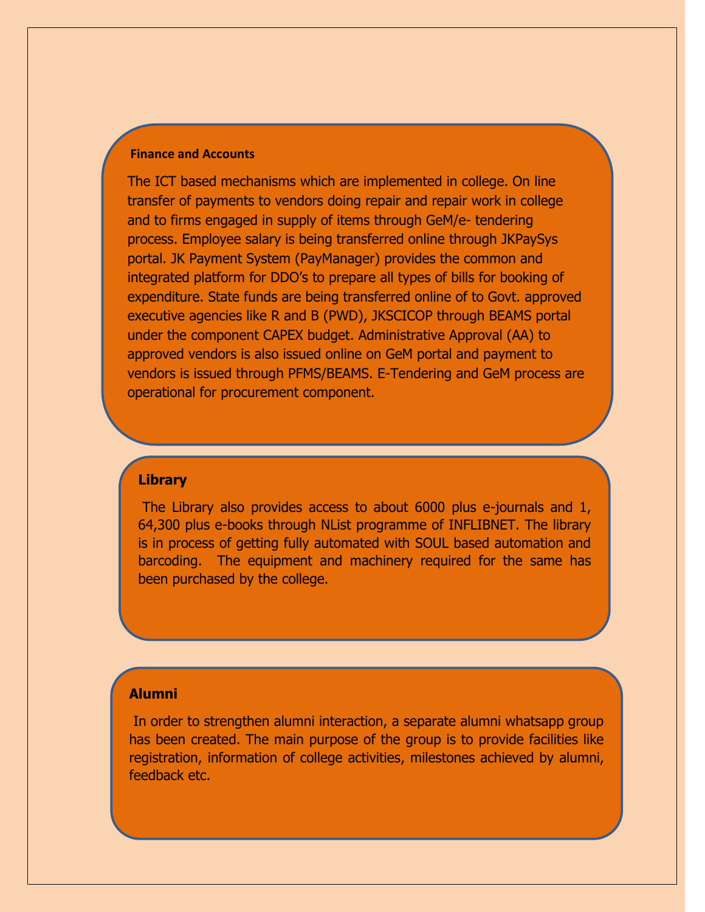## Finance and Accounts

The ICT based mechanisms which are implemented in college. On line transfer of payments to vendors doing repair and repair work in college and to firms engaged in supply of items through GeM/e- tendering process. Employee salary is being transferred online through JKPaySys portal. JK Payment System (PayManager) provides the common and integrated platform for DDO's to prepare all types of bills for booking of expenditure. State funds are being transferred online of to Govt. approved executive agencies like R and B (PWD), JKSCICOP through BEAMS portal under the component CAPEX budget. Administrative Approval (AA) to approved vendors is also issued online on GeM portal and payment to vendors is issued through PFMS/BEAMS. E-Tendering and GeM process are operational for procurement component.

## Library

The Library also provides access to about 6000 plus e-journals and 1, 64,300 plus e-books through NList programme of INFLIBNET. The library is in process of getting fully automated with SOUL based automation and barcoding. The equipment and machinery required for the same has been purchased by the college.

## Alumni

In order to strengthen alumni interaction, a separate alumni whatsapp group has been created. The main purpose of the group is to provide facilities like registration, information of college activities, milestones achieved by alumni, feedback etc.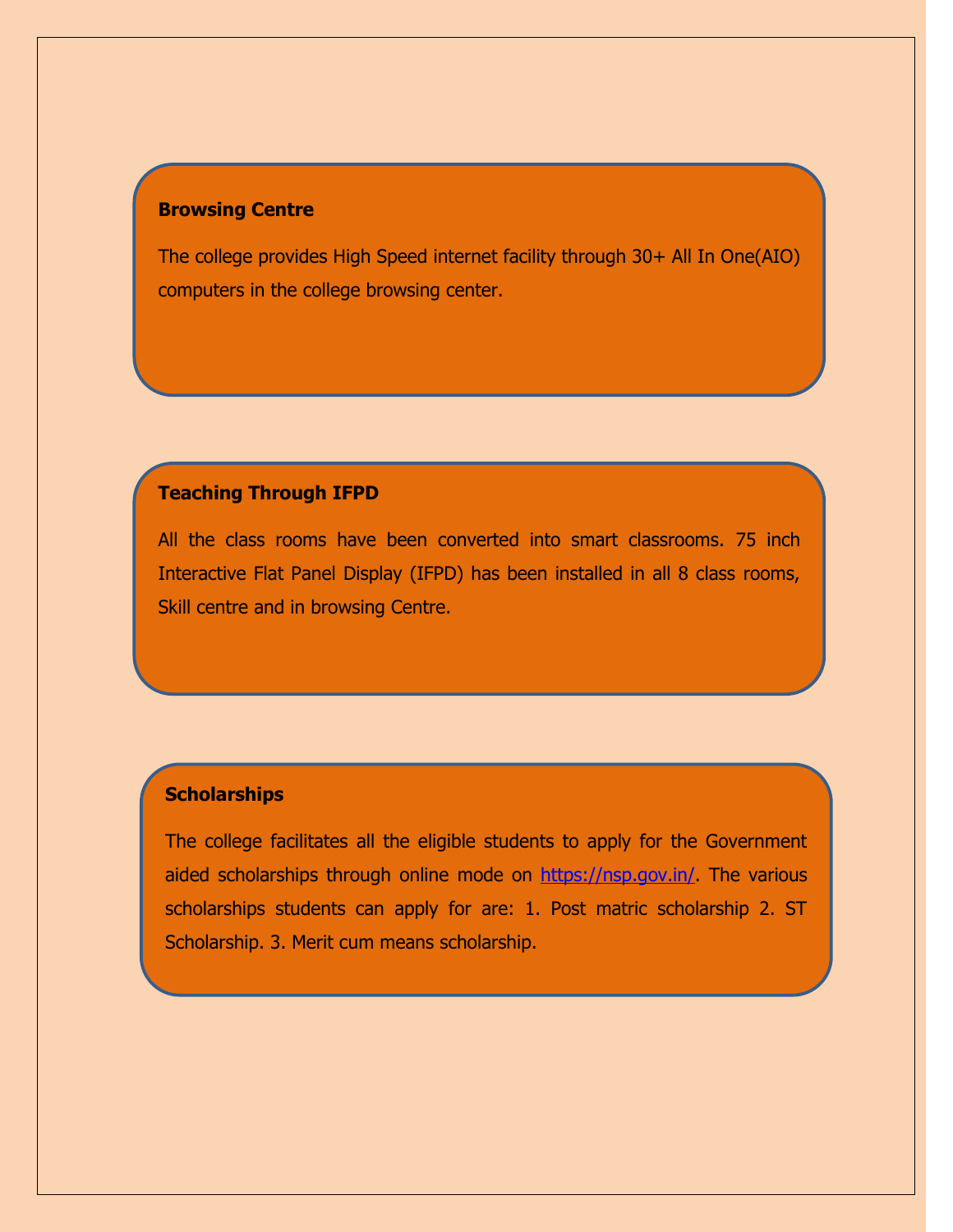### Browsing Centre

The college provides High Speed internet facility through 30+ All In One(AIO) computers in the college browsing center.

### Teaching Through IFPD

All the class rooms have been converted into smart classrooms. 75 inch Interactive Flat Panel Display (IFPD) has been installed in all 8 class rooms, Skill centre and in browsing Centre.

### Scholarships

The college facilitates all the eligible students to apply for the Government aided scholarships through online mode on https://nsp.gov.in/. The various scholarships students can apply for are: 1. Post matric scholarship 2. ST Scholarship. 3. Merit cum means scholarship.